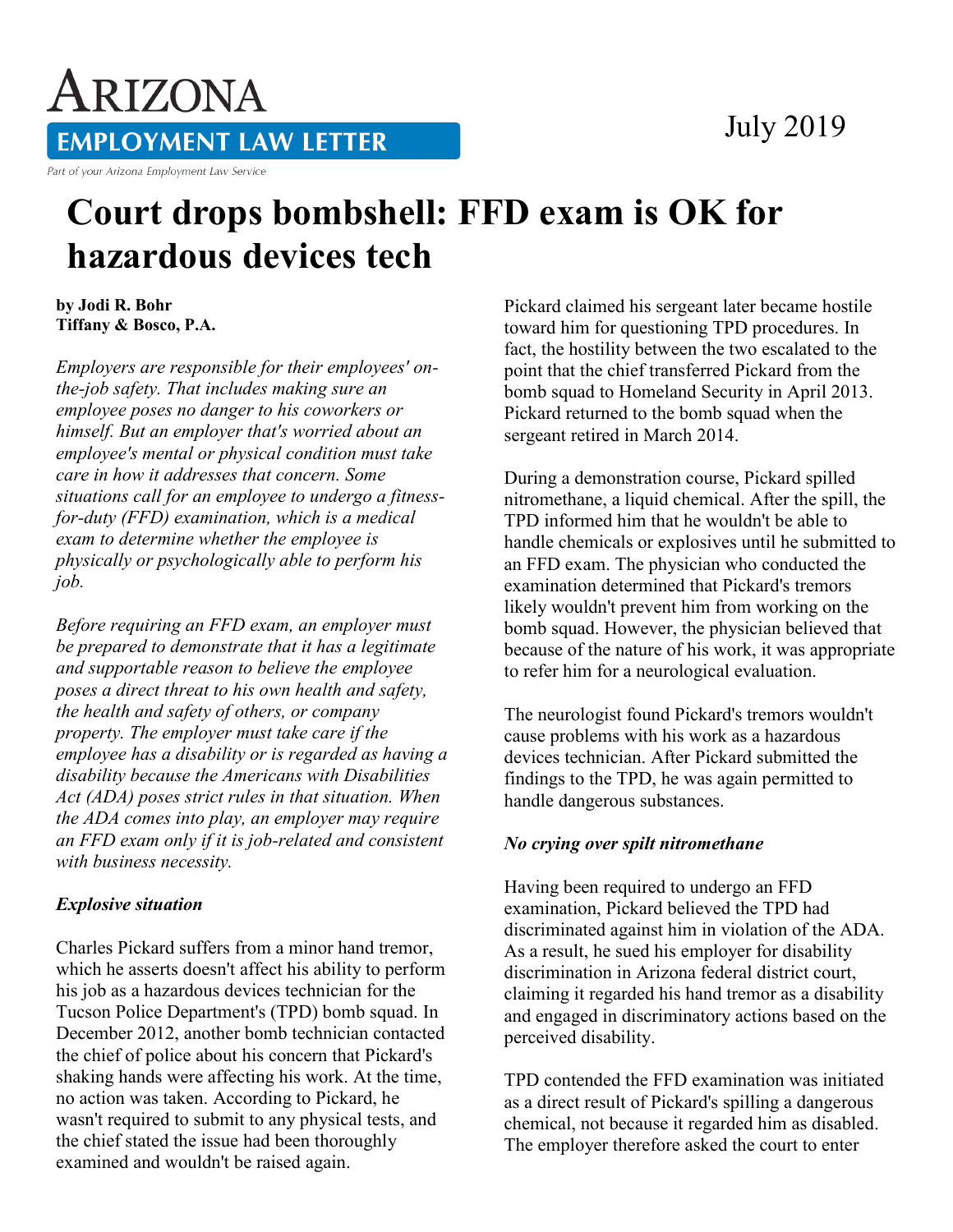# ARIZONA EMPLOYMENT LAW LETTER

Part of your Arizona Employment Law Service

July 2019

# Court drops bombshell: FFD exam is OK for hazardous devices tech

**by Jodi R. Bohr**
**Tiffany & Bosco, P.A.**

*Employers are responsible for their employees' on-the-job safety. That includes making sure an employee poses no danger to his coworkers or himself. But an employer that's worried about an employee's mental or physical condition must take care in how it addresses that concern. Some situations call for an employee to undergo a fitness-for-duty (FFD) examination, which is a medical exam to determine whether the employee is physically or psychologically able to perform his job.*

*Before requiring an FFD exam, an employer must be prepared to demonstrate that it has a legitimate and supportable reason to believe the employee poses a direct threat to his own health and safety, the health and safety of others, or company property. The employer must take care if the employee has a disability or is regarded as having a disability because the Americans with Disabilities Act (ADA) poses strict rules in that situation. When the ADA comes into play, an employer may require an FFD exam only if it is job-related and consistent with business necessity.*

### *Explosive situation*

Charles Pickard suffers from a minor hand tremor, which he asserts doesn't affect his ability to perform his job as a hazardous devices technician for the Tucson Police Department's (TPD) bomb squad. In December 2012, another bomb technician contacted the chief of police about his concern that Pickard's shaking hands were affecting his work. At the time, no action was taken. According to Pickard, he wasn't required to submit to any physical tests, and the chief stated the issue had been thoroughly examined and wouldn't be raised again.

Pickard claimed his sergeant later became hostile toward him for questioning TPD procedures. In fact, the hostility between the two escalated to the point that the chief transferred Pickard from the bomb squad to Homeland Security in April 2013. Pickard returned to the bomb squad when the sergeant retired in March 2014.

During a demonstration course, Pickard spilled nitromethane, a liquid chemical. After the spill, the TPD informed him that he wouldn't be able to handle chemicals or explosives until he submitted to an FFD exam. The physician who conducted the examination determined that Pickard's tremors likely wouldn't prevent him from working on the bomb squad. However, the physician believed that because of the nature of his work, it was appropriate to refer him for a neurological evaluation.

The neurologist found Pickard's tremors wouldn't cause problems with his work as a hazardous devices technician. After Pickard submitted the findings to the TPD, he was again permitted to handle dangerous substances.

### *No crying over spilt nitromethane*

Having been required to undergo an FFD examination, Pickard believed the TPD had discriminated against him in violation of the ADA. As a result, he sued his employer for disability discrimination in Arizona federal district court, claiming it regarded his hand tremor as a disability and engaged in discriminatory actions based on the perceived disability.

TPD contended the FFD examination was initiated as a direct result of Pickard's spilling a dangerous chemical, not because it regarded him as disabled. The employer therefore asked the court to enter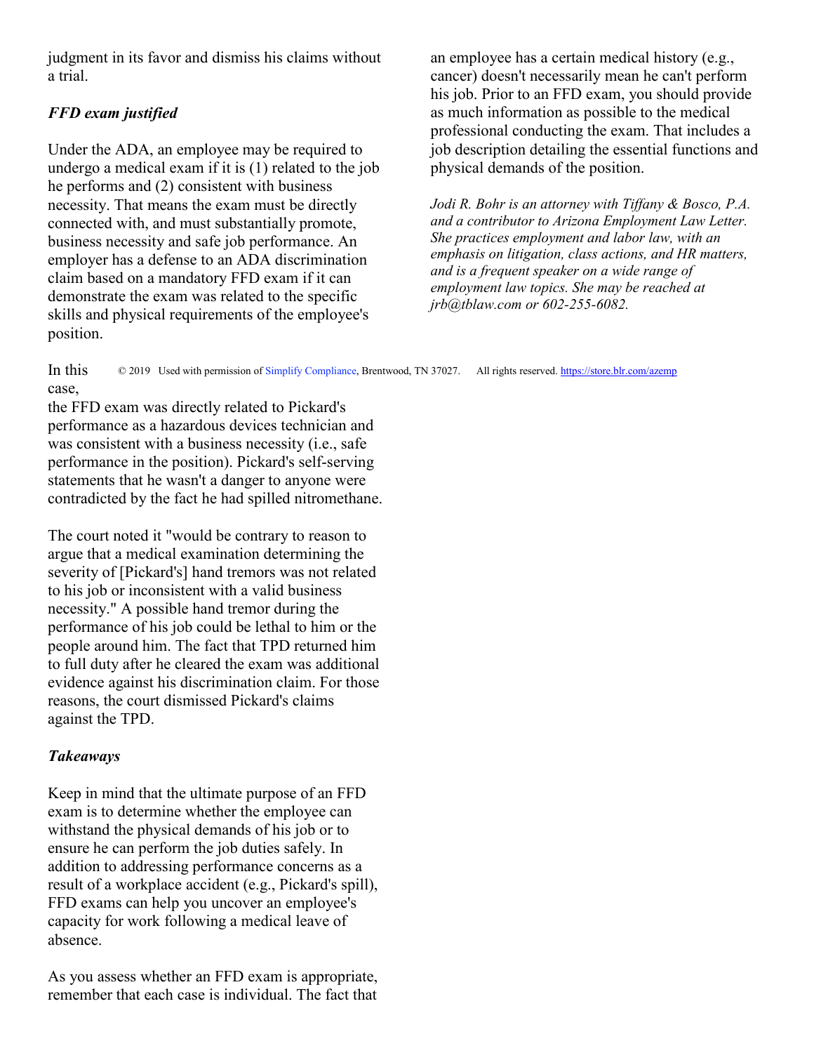judgment in its favor and dismiss his claims without a trial.

### *FFD exam justified*

Under the ADA, an employee may be required to undergo a medical exam if it is (1) related to the job he performs and (2) consistent with business necessity. That means the exam must be directly connected with, and must substantially promote, business necessity and safe job performance. An employer has a defense to an ADA discrimination claim based on a mandatory FFD exam if it can demonstrate the exam was related to the specific skills and physical requirements of the employee's position.

In this case, the FFD exam was directly related to Pickard's performance as a hazardous devices technician and was consistent with a business necessity (i.e., safe performance in the position). Pickard's self-serving statements that he wasn't a danger to anyone were contradicted by the fact he had spilled nitromethane.

The court noted it "would be contrary to reason to argue that a medical examination determining the severity of [Pickard's] hand tremors was not related to his job or inconsistent with a valid business necessity." A possible hand tremor during the performance of his job could be lethal to him or the people around him. The fact that TPD returned him to full duty after he cleared the exam was additional evidence against his discrimination claim. For those reasons, the court dismissed Pickard's claims against the TPD.

### *Takeaways*

Keep in mind that the ultimate purpose of an FFD exam is to determine whether the employee can withstand the physical demands of his job or to ensure he can perform the job duties safely. In addition to addressing performance concerns as a result of a workplace accident (e.g., Pickard's spill), FFD exams can help you uncover an employee's capacity for work following a medical leave of absence.

As you assess whether an FFD exam is appropriate, remember that each case is individual. The fact that an employee has a certain medical history (e.g., cancer) doesn't necessarily mean he can't perform his job. Prior to an FFD exam, you should provide as much information as possible to the medical professional conducting the exam. That includes a job description detailing the essential functions and physical demands of the position.

*Jodi R. Bohr is an attorney with Tiffany & Bosco, P.A. and a contributor to Arizona Employment Law Letter. She practices employment and labor law, with an emphasis on litigation, class actions, and HR matters, and is a frequent speaker on a wide range of employment law topics. She may be reached at jrb@tblaw.com or 602-255-6082.*

© 2019 Used with permission of Simplify Compliance, Brentwood, TN 37027. All rights reserved. https://store.blr.com/azemp